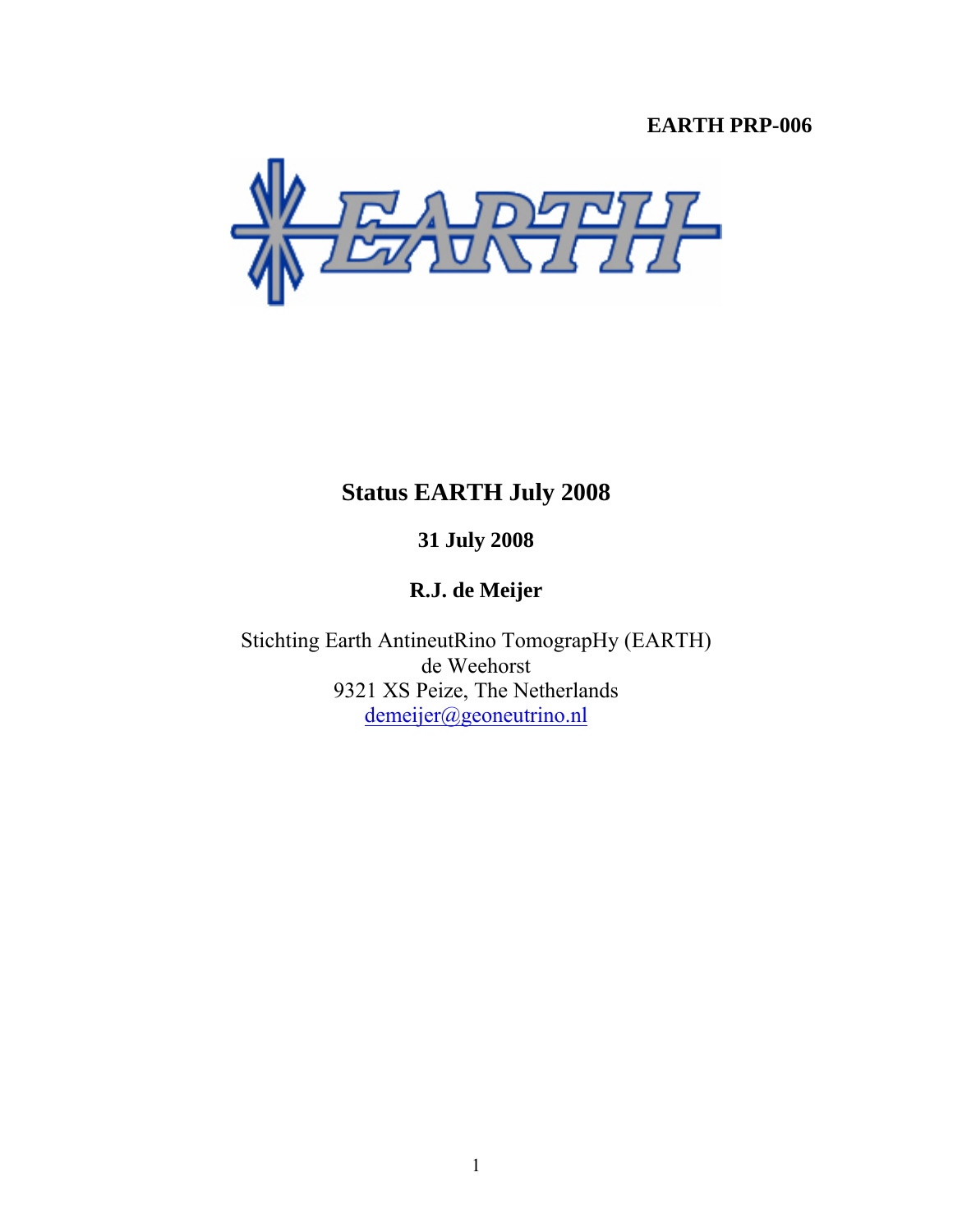**EARTH PRP-006**

# Status EARTH July 2008

**31 July 2008**

**R.J. de Meijer**

Stichting Earth AntineutRino TomograpHy (EARTH)
de Weehorst
9321 XS Peize, The Netherlands
demeijer@geoneutrino.nl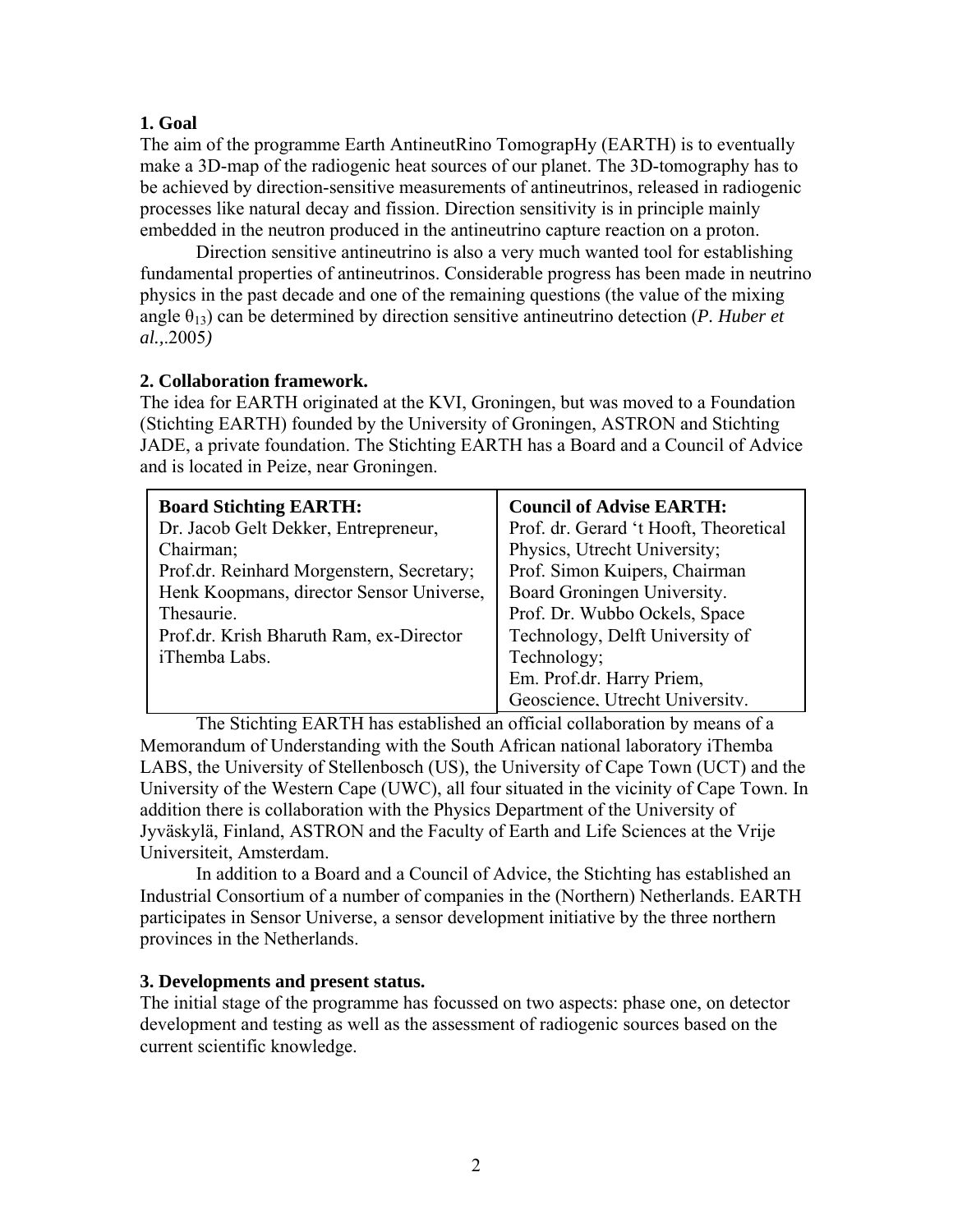**1. Goal**

The aim of the programme Earth AntineutRino TomograpHy (EARTH) is to eventually make a 3D-map of the radiogenic heat sources of our planet. The 3D-tomography has to be achieved by direction-sensitive measurements of antineutrinos, released in radiogenic processes like natural decay and fission. Direction sensitivity is in principle mainly embedded in the neutron produced in the antineutrino capture reaction on a proton.

Direction sensitive antineutrino is also a very much wanted tool for establishing fundamental properties of antineutrinos. Considerable progress has been made in neutrino physics in the past decade and one of the remaining questions (the value of the mixing angle $\theta_{13}$) can be determined by direction sensitive antineutrino detection (*P. Huber et al.,.*2005*)*

**2. Collaboration framework.**

The idea for EARTH originated at the KVI, Groningen, but was moved to a Foundation (Stichting EARTH) founded by the University of Groningen, ASTRON and Stichting JADE, a private foundation. The Stichting EARTH has a Board and a Council of Advice and is located in Peize, near Groningen.

| **Board Stichting EARTH:** | **Council of Advise EARTH:** |
|---|---|
| Dr. Jacob Gelt Dekker, Entrepreneur, Chairman;<br>Prof.dr. Reinhard Morgenstern, Secretary;<br>Henk Koopmans, director Sensor Universe, Thesaurie.<br>Prof.dr. Krish Bharuth Ram, ex-Director iThemba Labs. | Prof. dr. Gerard 't Hooft, Theoretical Physics, Utrecht University;<br>Prof. Simon Kuipers, Chairman Board Groningen University.<br>Prof. Dr. Wubbo Ockels, Space Technology, Delft University of Technology;<br>Em. Prof.dr. Harry Priem, Geoscience, Utrecht University. |

The Stichting EARTH has established an official collaboration by means of a Memorandum of Understanding with the South African national laboratory iThemba LABS, the University of Stellenbosch (US), the University of Cape Town (UCT) and the University of the Western Cape (UWC), all four situated in the vicinity of Cape Town. In addition there is collaboration with the Physics Department of the University of Jyväskylä, Finland, ASTRON and the Faculty of Earth and Life Sciences at the Vrije Universiteit, Amsterdam.

In addition to a Board and a Council of Advice, the Stichting has established an Industrial Consortium of a number of companies in the (Northern) Netherlands. EARTH participates in Sensor Universe, a sensor development initiative by the three northern provinces in the Netherlands.

**3. Developments and present status.**

The initial stage of the programme has focussed on two aspects: phase one, on detector development and testing as well as the assessment of radiogenic sources based on the current scientific knowledge.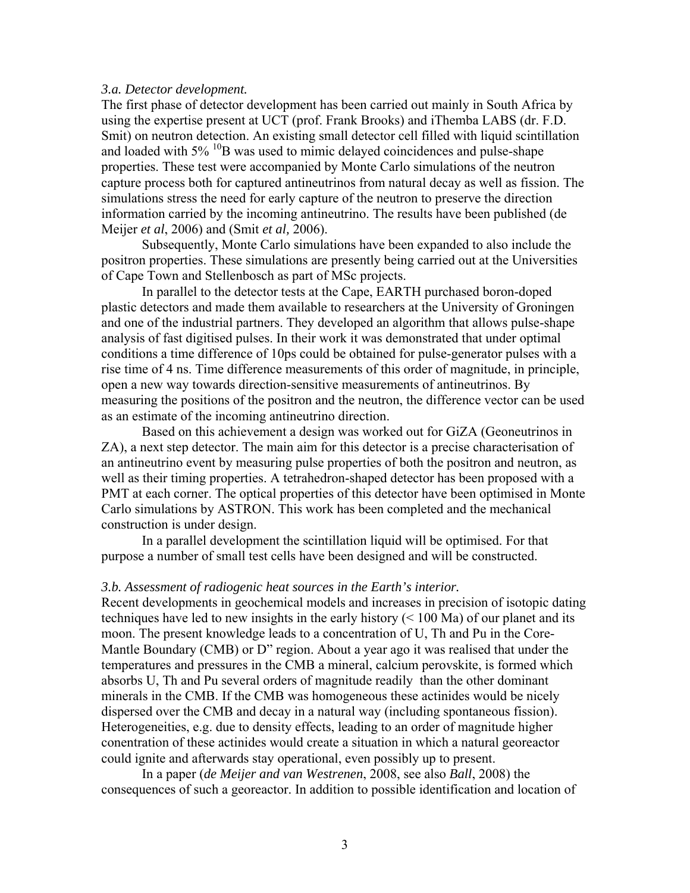*3.a. Detector development.*

The first phase of detector development has been carried out mainly in South Africa by using the expertise present at UCT (prof. Frank Brooks) and iThemba LABS (dr. F.D. Smit) on neutron detection. An existing small detector cell filled with liquid scintillation and loaded with 5% $^{10}B$ was used to mimic delayed coincidences and pulse-shape properties. These test were accompanied by Monte Carlo simulations of the neutron capture process both for captured antineutrinos from natural decay as well as fission. The simulations stress the need for early capture of the neutron to preserve the direction information carried by the incoming antineutrino. The results have been published (de Meijer *et al*, 2006) and (Smit *et al,* 2006).

Subsequently, Monte Carlo simulations have been expanded to also include the positron properties. These simulations are presently being carried out at the Universities of Cape Town and Stellenbosch as part of MSc projects.

In parallel to the detector tests at the Cape, EARTH purchased boron-doped plastic detectors and made them available to researchers at the University of Groningen and one of the industrial partners. They developed an algorithm that allows pulse-shape analysis of fast digitised pulses. In their work it was demonstrated that under optimal conditions a time difference of 10ps could be obtained for pulse-generator pulses with a rise time of 4 ns. Time difference measurements of this order of magnitude, in principle, open a new way towards direction-sensitive measurements of antineutrinos. By measuring the positions of the positron and the neutron, the difference vector can be used as an estimate of the incoming antineutrino direction.

Based on this achievement a design was worked out for GiZA (Geoneutrinos in ZA), a next step detector. The main aim for this detector is a precise characterisation of an antineutrino event by measuring pulse properties of both the positron and neutron, as well as their timing properties. A tetrahedron-shaped detector has been proposed with a PMT at each corner. The optical properties of this detector have been optimised in Monte Carlo simulations by ASTRON. This work has been completed and the mechanical construction is under design.

In a parallel development the scintillation liquid will be optimised. For that purpose a number of small test cells have been designed and will be constructed.

*3.b. Assessment of radiogenic heat sources in the Earth's interior.*

Recent developments in geochemical models and increases in precision of isotopic dating techniques have led to new insights in the early history (< 100 Ma) of our planet and its moon. The present knowledge leads to a concentration of U, Th and Pu in the Core-Mantle Boundary (CMB) or D" region. About a year ago it was realised that under the temperatures and pressures in the CMB a mineral, calcium perovskite, is formed which absorbs U, Th and Pu several orders of magnitude readily than the other dominant minerals in the CMB. If the CMB was homogeneous these actinides would be nicely dispersed over the CMB and decay in a natural way (including spontaneous fission). Heterogeneities, e.g. due to density effects, leading to an order of magnitude higher conentration of these actinides would create a situation in which a natural georeactor could ignite and afterwards stay operational, even possibly up to present.

In a paper (*de Meijer and van Westrenen*, 2008, see also *Ball*, 2008) the consequences of such a georeactor. In addition to possible identification and location of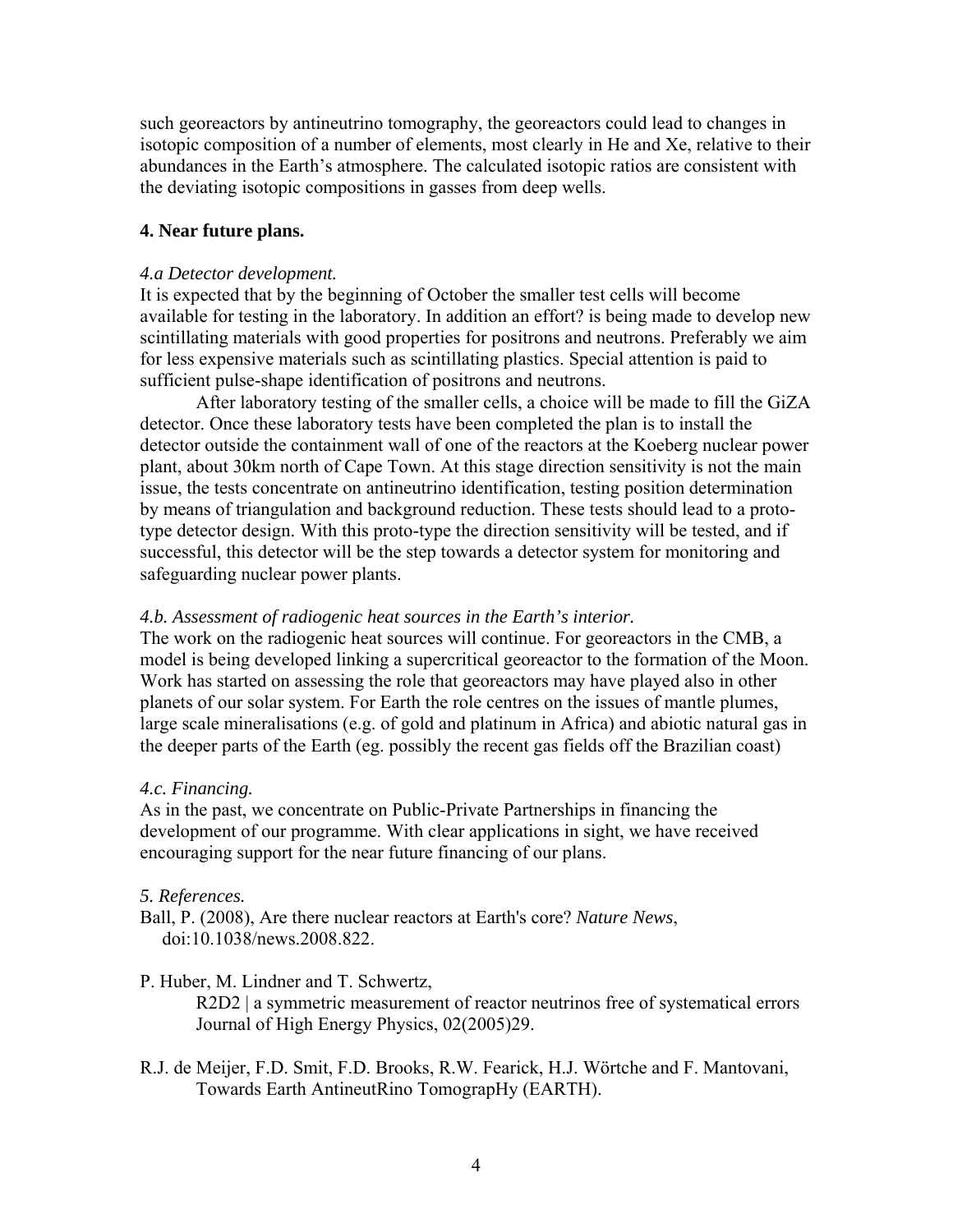such georeactors by antineutrino tomography, the georeactors could lead to changes in isotopic composition of a number of elements, most clearly in He and Xe, relative to their abundances in the Earth's atmosphere. The calculated isotopic ratios are consistent with the deviating isotopic compositions in gasses from deep wells.

## 4. Near future plans.

*4.a Detector development.*

It is expected that by the beginning of October the smaller test cells will become available for testing in the laboratory. In addition an effort? is being made to develop new scintillating materials with good properties for positrons and neutrons. Preferably we aim for less expensive materials such as scintillating plastics. Special attention is paid to sufficient pulse-shape identification of positrons and neutrons.

After laboratory testing of the smaller cells, a choice will be made to fill the GiZA detector. Once these laboratory tests have been completed the plan is to install the detector outside the containment wall of one of the reactors at the Koeberg nuclear power plant, about 30km north of Cape Town. At this stage direction sensitivity is not the main issue, the tests concentrate on antineutrino identification, testing position determination by means of triangulation and background reduction. These tests should lead to a proto-type detector design. With this proto-type the direction sensitivity will be tested, and if successful, this detector will be the step towards a detector system for monitoring and safeguarding nuclear power plants.

*4.b. Assessment of radiogenic heat sources in the Earth's interior.*

The work on the radiogenic heat sources will continue. For georeactors in the CMB, a model is being developed linking a supercritical georeactor to the formation of the Moon. Work has started on assessing the role that georeactors may have played also in other planets of our solar system. For Earth the role centres on the issues of mantle plumes, large scale mineralisations (e.g. of gold and platinum in Africa) and abiotic natural gas in the deeper parts of the Earth (eg. possibly the recent gas fields off the Brazilian coast)

*4.c. Financing.*

As in the past, we concentrate on Public-Private Partnerships in financing the development of our programme. With clear applications in sight, we have received encouraging support for the near future financing of our plans.

*5. References.*

Ball, P. (2008), Are there nuclear reactors at Earth's core? *Nature News*, doi:10.1038/news.2008.822.

P. Huber, M. Lindner and T. Schwertz,
R2D2 | a symmetric measurement of reactor neutrinos free of systematical errors Journal of High Energy Physics, 02(2005)29.

R.J. de Meijer, F.D. Smit, F.D. Brooks, R.W. Fearick, H.J. Wörtche and F. Mantovani,
Towards Earth AntineutRino TomograpHy (EARTH).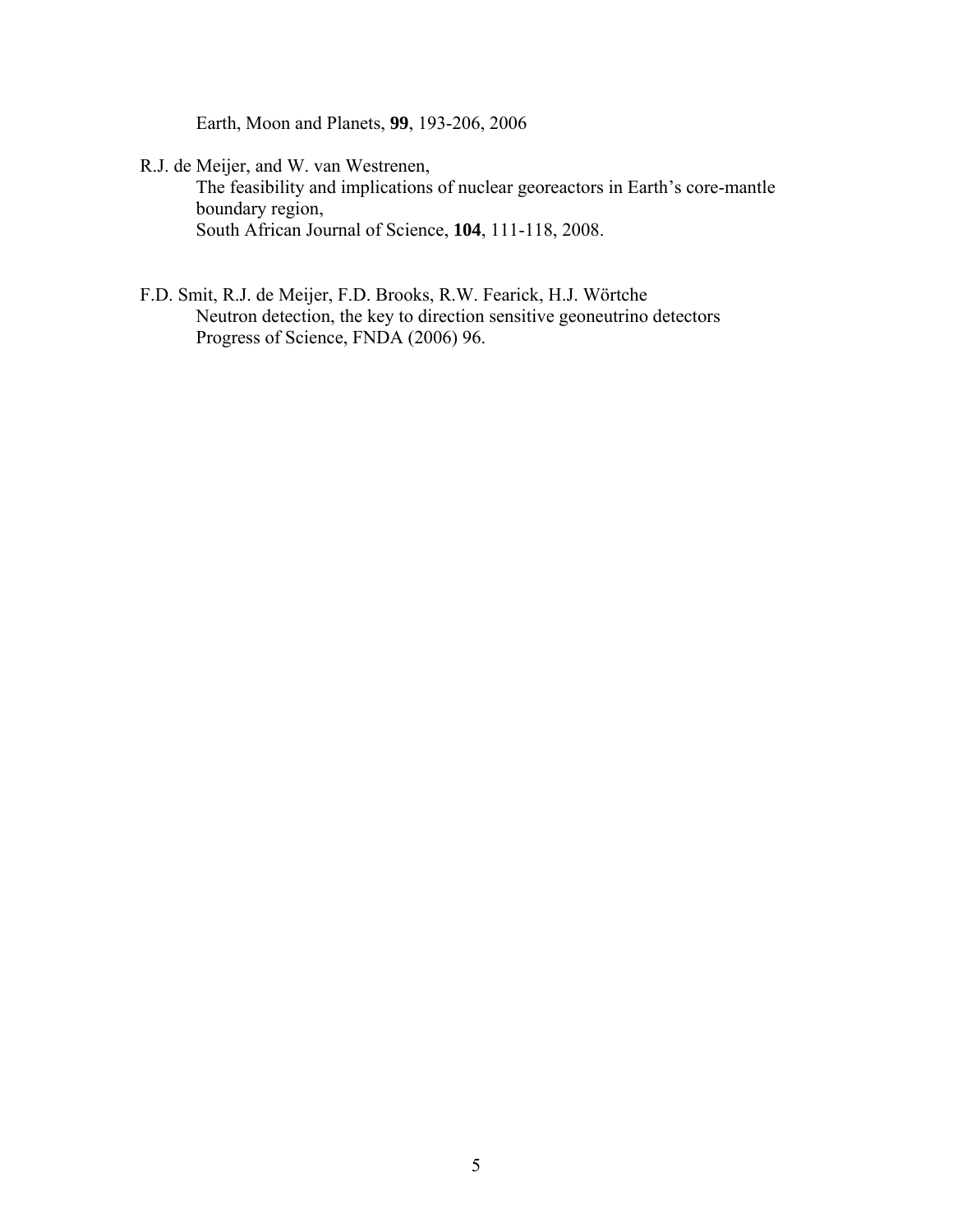Earth, Moon and Planets, **99**, 193-206, 2006

R.J. de Meijer, and W. van Westrenen,
The feasibility and implications of nuclear georeactors in Earth's core-mantle boundary region,
South African Journal of Science, **104**, 111-118, 2008.

F.D. Smit, R.J. de Meijer, F.D. Brooks, R.W. Fearick, H.J. Wörtche
Neutron detection, the key to direction sensitive geoneutrino detectors
Progress of Science, FNDA (2006) 96.